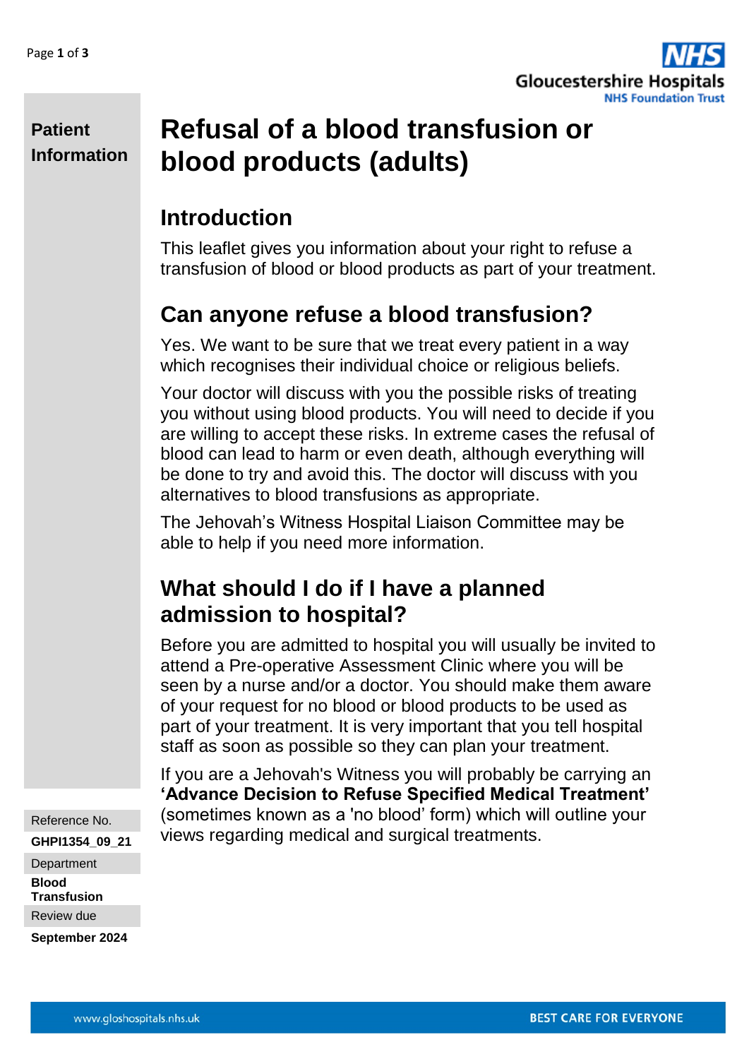Patient Information

# Refusal of a blood transfusion or blood products (adults)

## Introduction

This leaflet gives you information about your right to refuse a transfusion of blood or blood products as part of your treatment.

## Can anyone refuse a blood transfusion?

Yes. We want to be sure that we treat every patient in a way which recognises their individual choice or religious beliefs.

Your doctor will discuss with you the possible risks of treating you without using blood products. You will need to decide if you are willing to accept these risks. In extreme cases the refusal of blood can lead to harm or even death, although everything will be done to try and avoid this. The doctor will discuss with you alternatives to blood transfusions as appropriate.

The Jehovah's Witness Hospital Liaison Committee may be able to help if you need more information.

## What should I do if I have a planned admission to hospital?

Before you are admitted to hospital you will usually be invited to attend a Pre-operative Assessment Clinic where you will be seen by a nurse and/or a doctor. You should make them aware of your request for no blood or blood products to be used as part of your treatment. It is very important that you tell hospital staff as soon as possible so they can plan your treatment.

If you are a Jehovah's Witness you will probably be carrying an **'Advance Decision to Refuse Specified Medical Treatment'** (sometimes known as a 'no blood' form) which will outline your views regarding medical and surgical treatments.

Reference No.
**GHPI1354_09_21**

Department
**Blood Transfusion**

Review due
**September 2024**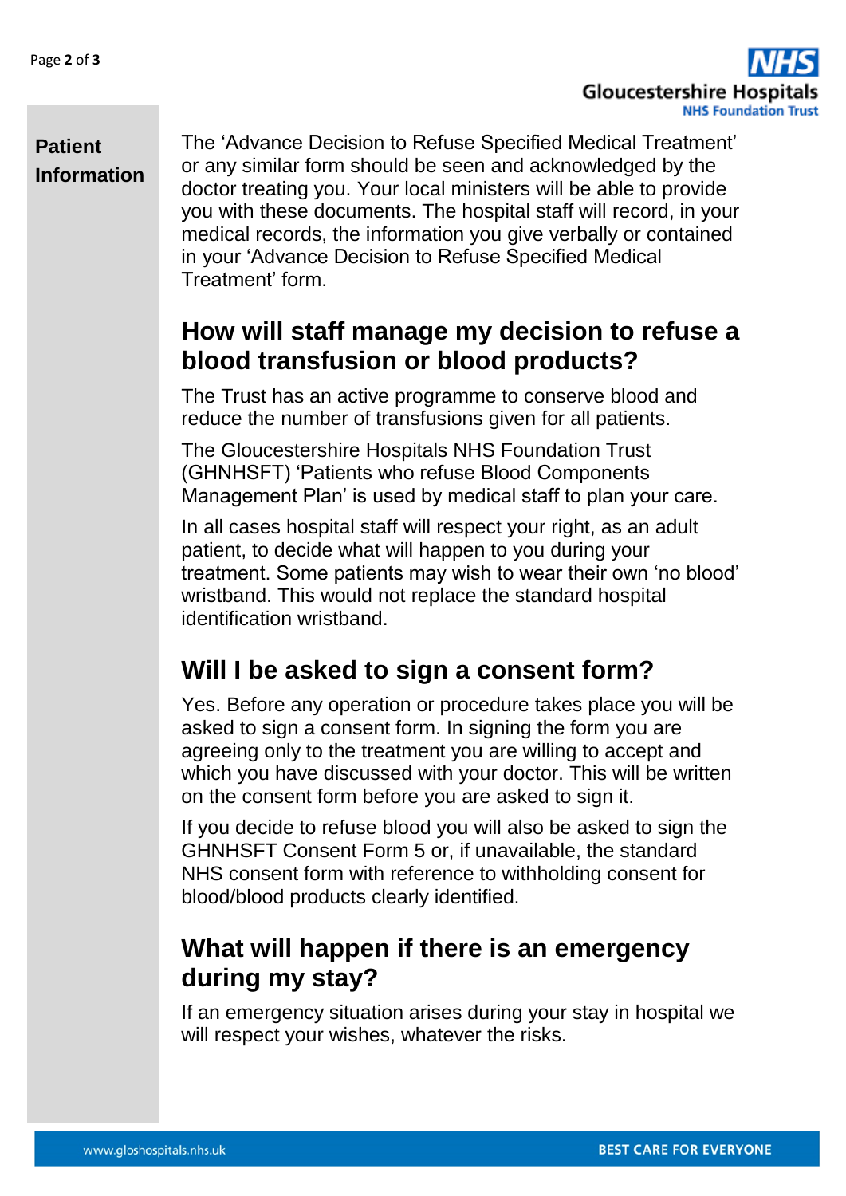The 'Advance Decision to Refuse Specified Medical Treatment' or any similar form should be seen and acknowledged by the doctor treating you. Your local ministers will be able to provide you with these documents. The hospital staff will record, in your medical records, the information you give verbally or contained in your 'Advance Decision to Refuse Specified Medical Treatment' form.

## How will staff manage my decision to refuse a blood transfusion or blood products?

The Trust has an active programme to conserve blood and reduce the number of transfusions given for all patients.

The Gloucestershire Hospitals NHS Foundation Trust (GHNHSFT) 'Patients who refuse Blood Components Management Plan' is used by medical staff to plan your care.

In all cases hospital staff will respect your right, as an adult patient, to decide what will happen to you during your treatment. Some patients may wish to wear their own 'no blood' wristband. This would not replace the standard hospital identification wristband.

## Will I be asked to sign a consent form?

Yes. Before any operation or procedure takes place you will be asked to sign a consent form. In signing the form you are agreeing only to the treatment you are willing to accept and which you have discussed with your doctor. This will be written on the consent form before you are asked to sign it.

If you decide to refuse blood you will also be asked to sign the GHNHSFT Consent Form 5 or, if unavailable, the standard NHS consent form with reference to withholding consent for blood/blood products clearly identified.

## What will happen if there is an emergency during my stay?

If an emergency situation arises during your stay in hospital we will respect your wishes, whatever the risks.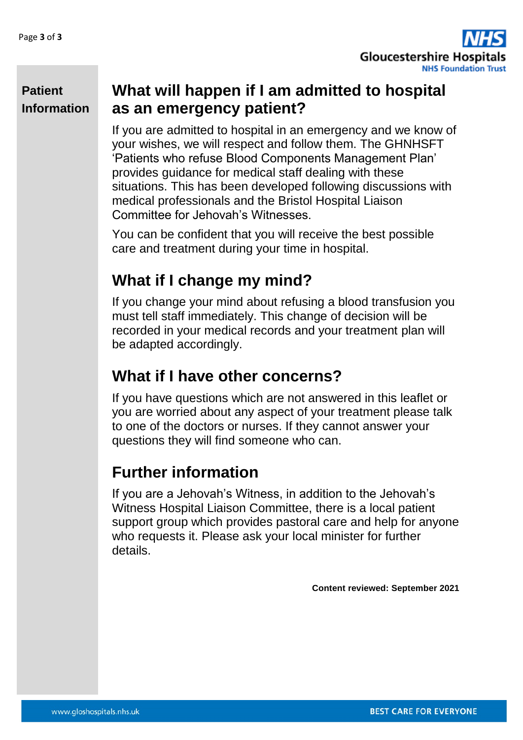Patient Information

## What will happen if I am admitted to hospital as an emergency patient?

If you are admitted to hospital in an emergency and we know of your wishes, we will respect and follow them. The GHNHSFT 'Patients who refuse Blood Components Management Plan' provides guidance for medical staff dealing with these situations. This has been developed following discussions with medical professionals and the Bristol Hospital Liaison Committee for Jehovah's Witnesses.

You can be confident that you will receive the best possible care and treatment during your time in hospital.

## What if I change my mind?

If you change your mind about refusing a blood transfusion you must tell staff immediately. This change of decision will be recorded in your medical records and your treatment plan will be adapted accordingly.

## What if I have other concerns?

If you have questions which are not answered in this leaflet or you are worried about any aspect of your treatment please talk to one of the doctors or nurses. If they cannot answer your questions they will find someone who can.

## Further information

If you are a Jehovah's Witness, in addition to the Jehovah's Witness Hospital Liaison Committee, there is a local patient support group which provides pastoral care and help for anyone who requests it. Please ask your local minister for further details.

**Content reviewed: September 2021**